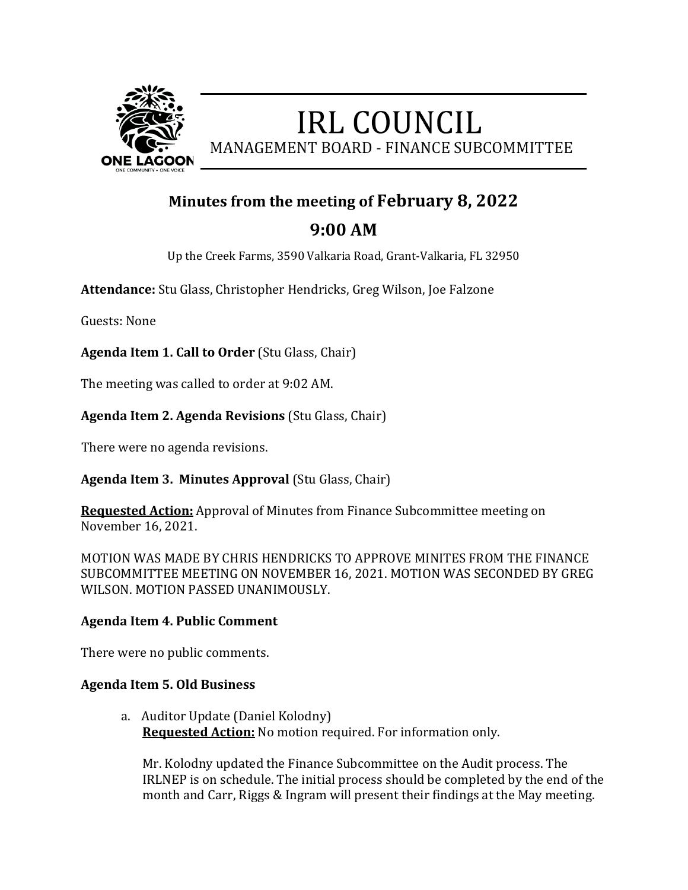# IRL COUNCIL

MANAGEMENT BOARD - FINANCE SUBCOMMITTEE

## Minutes from the meeting of February 8, 2022

## 9:00 AM

Up the Creek Farms, 3590 Valkaria Road, Grant-Valkaria, FL 32950

**Attendance:** Stu Glass, Christopher Hendricks, Greg Wilson, Joe Falzone

Guests: None

**Agenda Item 1. Call to Order** (Stu Glass, Chair)

The meeting was called to order at 9:02 AM.

**Agenda Item 2. Agenda Revisions** (Stu Glass, Chair)

There were no agenda revisions.

**Agenda Item 3. Minutes Approval** (Stu Glass, Chair)

**Requested Action:** Approval of Minutes from Finance Subcommittee meeting on November 16, 2021.

MOTION WAS MADE BY CHRIS HENDRICKS TO APPROVE MINITES FROM THE FINANCE SUBCOMMITTEE MEETING ON NOVEMBER 16, 2021. MOTION WAS SECONDED BY GREG WILSON. MOTION PASSED UNANIMOUSLY.

**Agenda Item 4. Public Comment**

There were no public comments.

**Agenda Item 5. Old Business**

a. Auditor Update (Daniel Kolodny)
   **Requested Action:** No motion required. For information only.

   Mr. Kolodny updated the Finance Subcommittee on the Audit process. The IRLNEP is on schedule. The initial process should be completed by the end of the month and Carr, Riggs & Ingram will present their findings at the May meeting.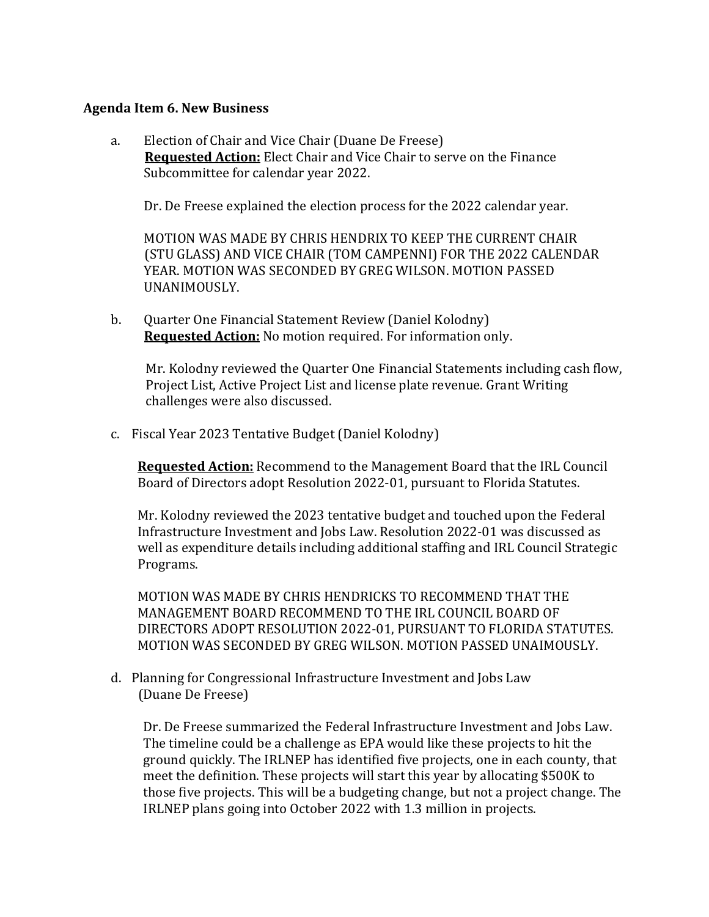**Agenda Item 6. New Business**

a. Election of Chair and Vice Chair (Duane De Freese)
**Requested Action:** Elect Chair and Vice Chair to serve on the Finance Subcommittee for calendar year 2022.

Dr. De Freese explained the election process for the 2022 calendar year.

MOTION WAS MADE BY CHRIS HENDRIX TO KEEP THE CURRENT CHAIR (STU GLASS) AND VICE CHAIR (TOM CAMPENNI) FOR THE 2022 CALENDAR YEAR. MOTION WAS SECONDED BY GREG WILSON. MOTION PASSED UNANIMOUSLY.

b. Quarter One Financial Statement Review (Daniel Kolodny)
**Requested Action:** No motion required. For information only.

Mr. Kolodny reviewed the Quarter One Financial Statements including cash flow, Project List, Active Project List and license plate revenue. Grant Writing challenges were also discussed.

c. Fiscal Year 2023 Tentative Budget (Daniel Kolodny)

**Requested Action:** Recommend to the Management Board that the IRL Council Board of Directors adopt Resolution 2022-01, pursuant to Florida Statutes.

Mr. Kolodny reviewed the 2023 tentative budget and touched upon the Federal Infrastructure Investment and Jobs Law. Resolution 2022-01 was discussed as well as expenditure details including additional staffing and IRL Council Strategic Programs.

MOTION WAS MADE BY CHRIS HENDRICKS TO RECOMMEND THAT THE MANAGEMENT BOARD RECOMMEND TO THE IRL COUNCIL BOARD OF DIRECTORS ADOPT RESOLUTION 2022-01, PURSUANT TO FLORIDA STATUTES. MOTION WAS SECONDED BY GREG WILSON. MOTION PASSED UNAIMOUSLY.

d. Planning for Congressional Infrastructure Investment and Jobs Law (Duane De Freese)

Dr. De Freese summarized the Federal Infrastructure Investment and Jobs Law. The timeline could be a challenge as EPA would like these projects to hit the ground quickly. The IRLNEP has identified five projects, one in each county, that meet the definition. These projects will start this year by allocating $500K to those five projects. This will be a budgeting change, but not a project change. The IRLNEP plans going into October 2022 with 1.3 million in projects.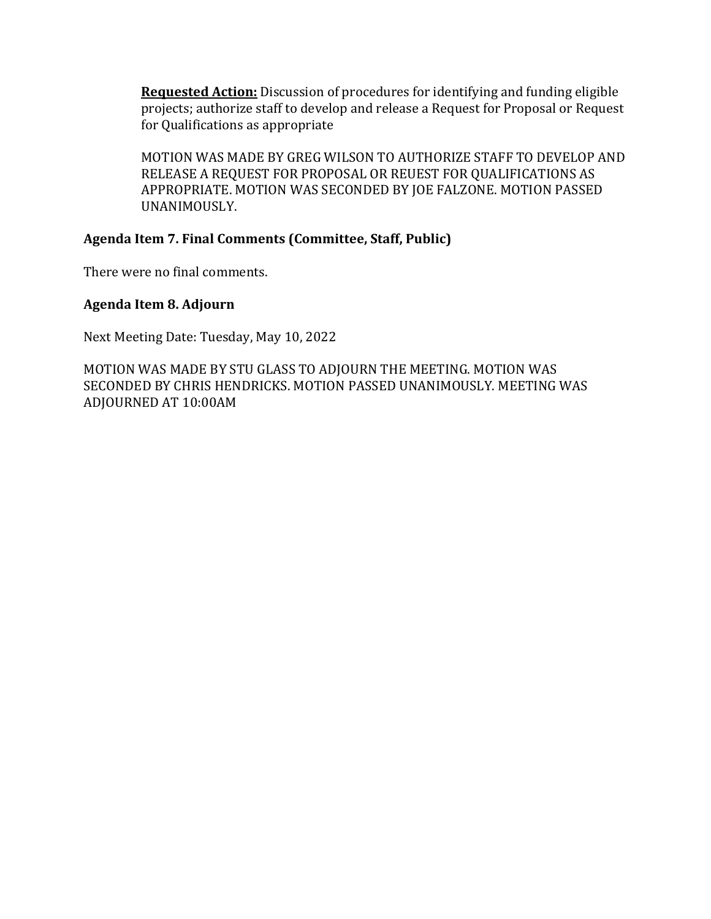**Requested Action:** Discussion of procedures for identifying and funding eligible projects; authorize staff to develop and release a Request for Proposal or Request for Qualifications as appropriate

MOTION WAS MADE BY GREG WILSON TO AUTHORIZE STAFF TO DEVELOP AND RELEASE A REQUEST FOR PROPOSAL OR REUEST FOR QUALIFICATIONS AS APPROPRIATE. MOTION WAS SECONDED BY JOE FALZONE. MOTION PASSED UNANIMOUSLY.

**Agenda Item 7. Final Comments (Committee, Staff, Public)**

There were no final comments.

**Agenda Item 8. Adjourn**

Next Meeting Date: Tuesday, May 10, 2022

MOTION WAS MADE BY STU GLASS TO ADJOURN THE MEETING. MOTION WAS SECONDED BY CHRIS HENDRICKS. MOTION PASSED UNANIMOUSLY. MEETING WAS ADJOURNED AT 10:00AM